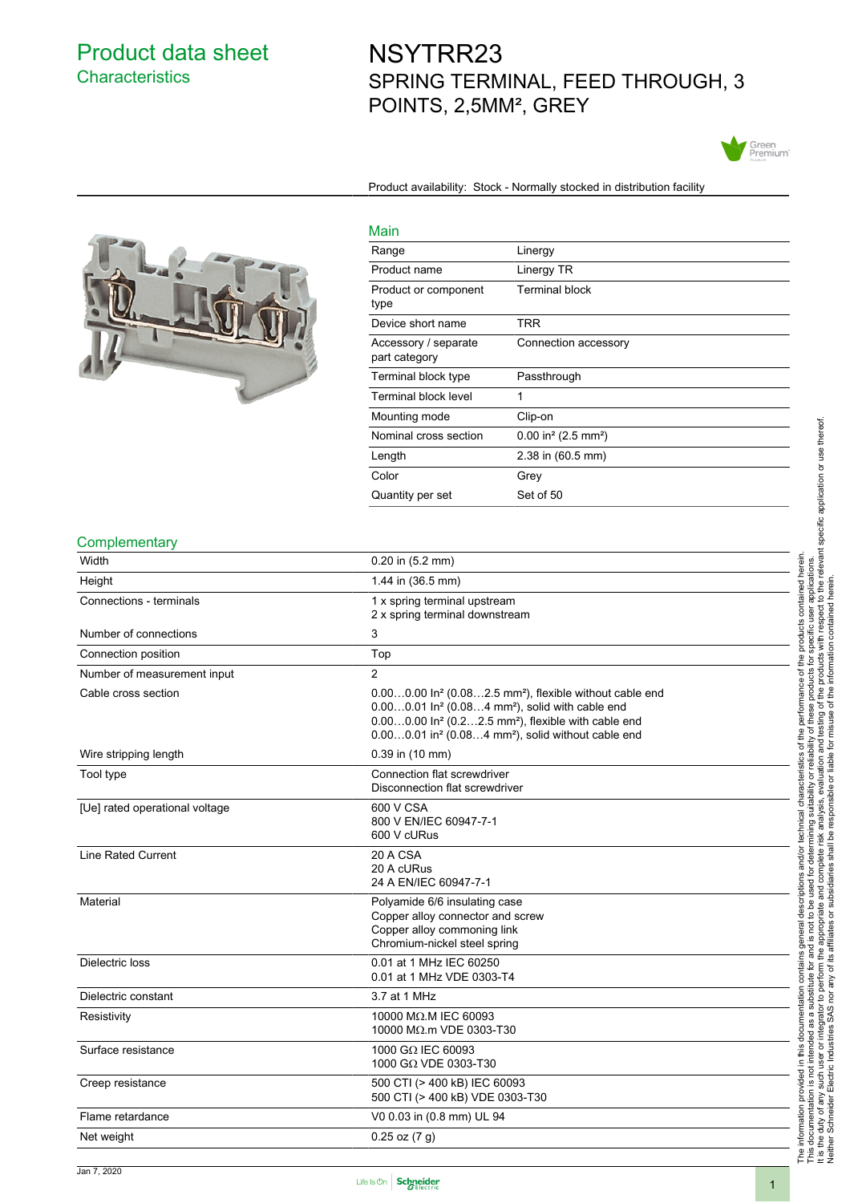# Product data sheet

## Characteristics

# NSYTRR23

## SPRING TERMINAL, FEED THROUGH, 3 POINTS, 2,5MM², GREY

Product availability: Stock - Normally stocked in distribution facility

### Main

| | |
|---|---|
| Range | Linergy |
| Product name | Linergy TR |
| Product or component type | Terminal block |
| Device short name | TRR |
| Accessory / separate part category | Connection accessory |
| Terminal block type | Passthrough |
| Terminal block level | 1 |
| Mounting mode | Clip-on |
| Nominal cross section | 0.00 in² (2.5 mm²) |
| Length | 2.38 in (60.5 mm) |
| Color | Grey |
| Quantity per set | Set of 50 |

### Complementary

| | |
|---|---|
| Width | 0.20 in (5.2 mm) |
| Height | 1.44 in (36.5 mm) |
| Connections - terminals | 1 x spring terminal upstream<br>2 x spring terminal downstream |
| Number of connections | 3 |
| Connection position | Top |
| Number of measurement input | 2 |
| Cable cross section | 0.00…0.00 In² (0.08…2.5 mm²), flexible without cable end<br>0.00…0.01 In² (0.08…4 mm²), solid with cable end<br>0.00…0.00 In² (0.2…2.5 mm²), flexible with cable end<br>0.00…0.01 in² (0.08…4 mm²), solid without cable end |
| Wire stripping length | 0.39 in (10 mm) |
| Tool type | Connection flat screwdriver<br>Disconnection flat screwdriver |
| [Ue] rated operational voltage | 600 V CSA<br>800 V EN/IEC 60947-7-1<br>600 V cURus |
| Line Rated Current | 20 A CSA<br>20 A cURus<br>24 A EN/IEC 60947-7-1 |
| Material | Polyamide 6/6 insulating case<br>Copper alloy connector and screw<br>Copper alloy commoning link<br>Chromium-nickel steel spring |
| Dielectric loss | 0.01 at 1 MHz IEC 60250<br>0.01 at 1 MHz VDE 0303-T4 |
| Dielectric constant | 3.7 at 1 MHz |
| Resistivity | 10000 MΩ.M IEC 60093<br>10000 MΩ.m VDE 0303-T30 |
| Surface resistance | 1000 GΩ IEC 60093<br>1000 GΩ VDE 0303-T30 |
| Creep resistance | 500 CTI (> 400 kB) IEC 60093<br>500 CTI (> 400 kB) VDE 0303-T30 |
| Flame retardance | V0 0.03 in (0.8 mm) UL 94 |
| Net weight | 0.25 oz (7 g) |

The information provided in this documentation contains general descriptions and/or technical characteristics of the performance of the products contained herein. This documentation is not intended as a substitute for and is not to be used for determining suitability or reliability of these products for specific user applications. It is the duty of any such user or integrator to perform the appropriate and complete risk analysis, evaluation and testing of the products with respect to the relevant specific application or use thereof. Neither Schneider Electric Industries SAS nor any of its affiliates or subsidiaries shall be responsible or liable for misuse of the information contained herein.

Jan 7, 2020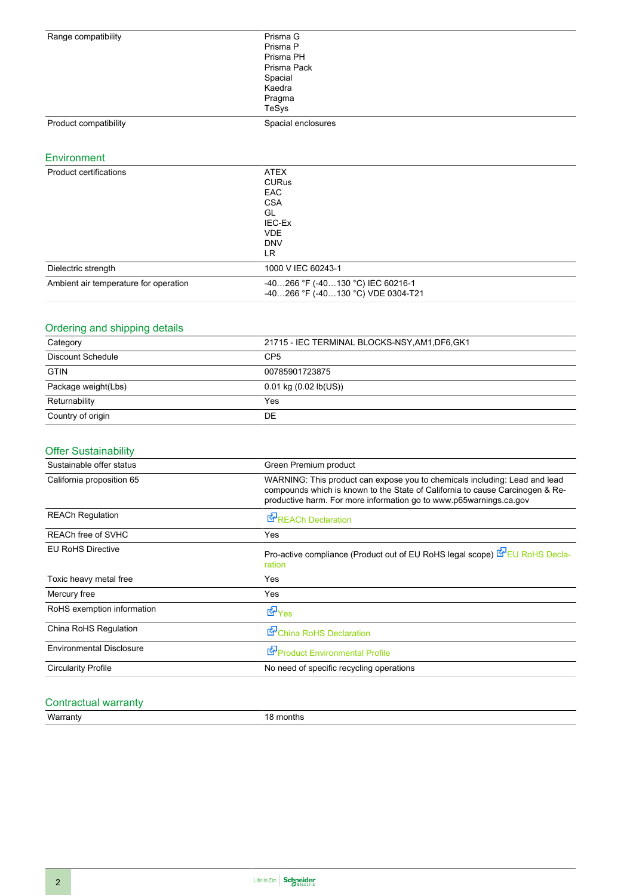| | |
|---|---|
| Range compatibility | Prisma G<br>Prisma P<br>Prisma PH<br>Prisma Pack<br>Spacial<br>Kaedra<br>Pragma<br>TeSys |
| Product compatibility | Spacial enclosures |

## Environment

| | |
|---|---|
| Product certifications | ATEX<br>CURus<br>EAC<br>CSA<br>GL<br>IEC-Ex<br>VDE<br>DNV<br>LR |
| Dielectric strength | 1000 V IEC 60243-1 |
| Ambient air temperature for operation | -40…266 °F (-40…130 °C) IEC 60216-1<br>-40…266 °F (-40…130 °C) VDE 0304-T21 |

## Ordering and shipping details

| | |
|---|---|
| Category | 21715 - IEC TERMINAL BLOCKS-NSY,AM1,DF6,GK1 |
| Discount Schedule | CP5 |
| GTIN | 00785901723875 |
| Package weight(Lbs) | 0.01 kg (0.02 lb(US)) |
| Returnability | Yes |
| Country of origin | DE |

## Offer Sustainability

| | |
|---|---|
| Sustainable offer status | Green Premium product |
| California proposition 65 | WARNING: This product can expose you to chemicals including: Lead and lead compounds which is known to the State of California to cause Carcinogen & Reproductive harm. For more information go to www.p65warnings.ca.gov |
| REACh Regulation | REACh Declaration |
| REACH free of SVHC | Yes |
| EU RoHS Directive | Pro-active compliance (Product out of EU RoHS legal scope) EU RoHS Declaration |
| Toxic heavy metal free | Yes |
| Mercury free | Yes |
| RoHS exemption information | Yes |
| China RoHS Regulation | China RoHS Declaration |
| Environmental Disclosure | Product Environmental Profile |
| Circularity Profile | No need of specific recycling operations |

## Contractual warranty

| | |
|---|---|
| Warranty | 18 months |